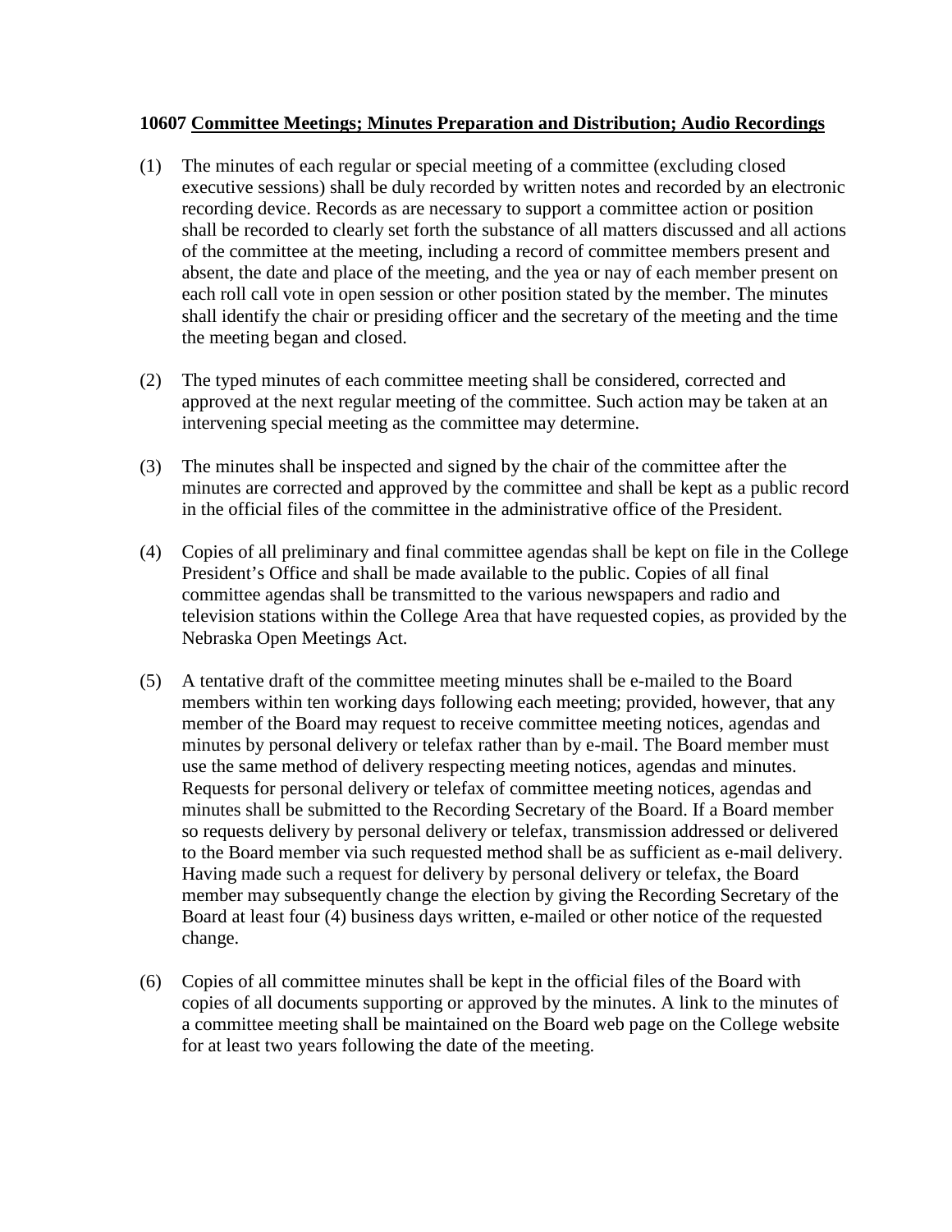**10607 Committee Meetings; Minutes Preparation and Distribution; Audio Recordings**

(1) The minutes of each regular or special meeting of a committee (excluding closed executive sessions) shall be duly recorded by written notes and recorded by an electronic recording device. Records as are necessary to support a committee action or position shall be recorded to clearly set forth the substance of all matters discussed and all actions of the committee at the meeting, including a record of committee members present and absent, the date and place of the meeting, and the yea or nay of each member present on each roll call vote in open session or other position stated by the member. The minutes shall identify the chair or presiding officer and the secretary of the meeting and the time the meeting began and closed.

(2) The typed minutes of each committee meeting shall be considered, corrected and approved at the next regular meeting of the committee. Such action may be taken at an intervening special meeting as the committee may determine.

(3) The minutes shall be inspected and signed by the chair of the committee after the minutes are corrected and approved by the committee and shall be kept as a public record in the official files of the committee in the administrative office of the President.

(4) Copies of all preliminary and final committee agendas shall be kept on file in the College President's Office and shall be made available to the public. Copies of all final committee agendas shall be transmitted to the various newspapers and radio and television stations within the College Area that have requested copies, as provided by the Nebraska Open Meetings Act.

(5) A tentative draft of the committee meeting minutes shall be e-mailed to the Board members within ten working days following each meeting; provided, however, that any member of the Board may request to receive committee meeting notices, agendas and minutes by personal delivery or telefax rather than by e-mail. The Board member must use the same method of delivery respecting meeting notices, agendas and minutes. Requests for personal delivery or telefax of committee meeting notices, agendas and minutes shall be submitted to the Recording Secretary of the Board. If a Board member so requests delivery by personal delivery or telefax, transmission addressed or delivered to the Board member via such requested method shall be as sufficient as e-mail delivery. Having made such a request for delivery by personal delivery or telefax, the Board member may subsequently change the election by giving the Recording Secretary of the Board at least four (4) business days written, e-mailed or other notice of the requested change.

(6) Copies of all committee minutes shall be kept in the official files of the Board with copies of all documents supporting or approved by the minutes. A link to the minutes of a committee meeting shall be maintained on the Board web page on the College website for at least two years following the date of the meeting.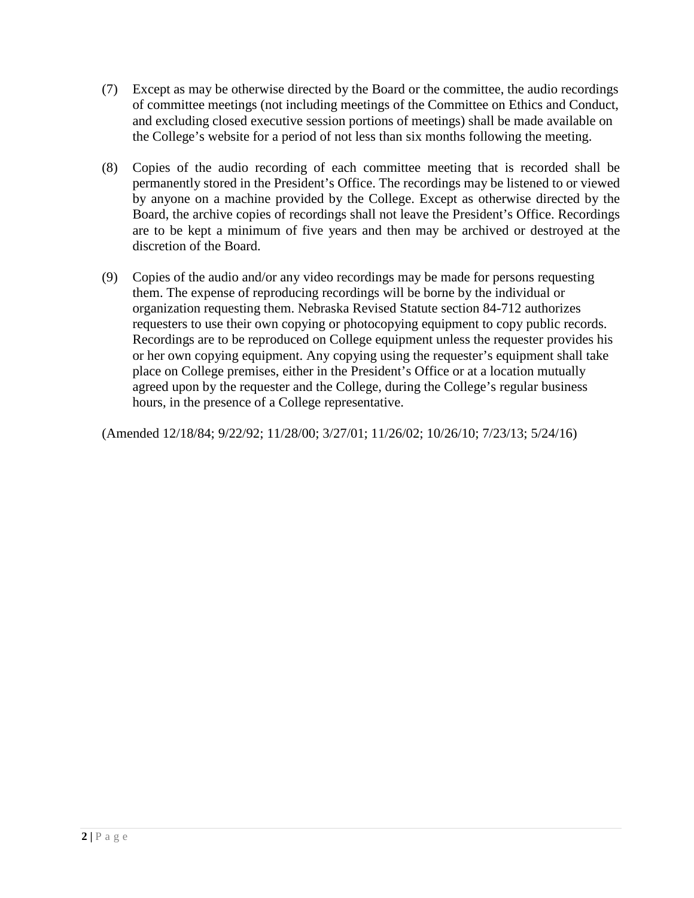(7) Except as may be otherwise directed by the Board or the committee, the audio recordings of committee meetings (not including meetings of the Committee on Ethics and Conduct, and excluding closed executive session portions of meetings) shall be made available on the College's website for a period of not less than six months following the meeting.

(8) Copies of the audio recording of each committee meeting that is recorded shall be permanently stored in the President's Office. The recordings may be listened to or viewed by anyone on a machine provided by the College. Except as otherwise directed by the Board, the archive copies of recordings shall not leave the President's Office. Recordings are to be kept a minimum of five years and then may be archived or destroyed at the discretion of the Board.

(9) Copies of the audio and/or any video recordings may be made for persons requesting them. The expense of reproducing recordings will be borne by the individual or organization requesting them. Nebraska Revised Statute section 84-712 authorizes requesters to use their own copying or photocopying equipment to copy public records. Recordings are to be reproduced on College equipment unless the requester provides his or her own copying equipment. Any copying using the requester's equipment shall take place on College premises, either in the President's Office or at a location mutually agreed upon by the requester and the College, during the College's regular business hours, in the presence of a College representative.

(Amended 12/18/84; 9/22/92; 11/28/00; 3/27/01; 11/26/02; 10/26/10; 7/23/13; 5/24/16)